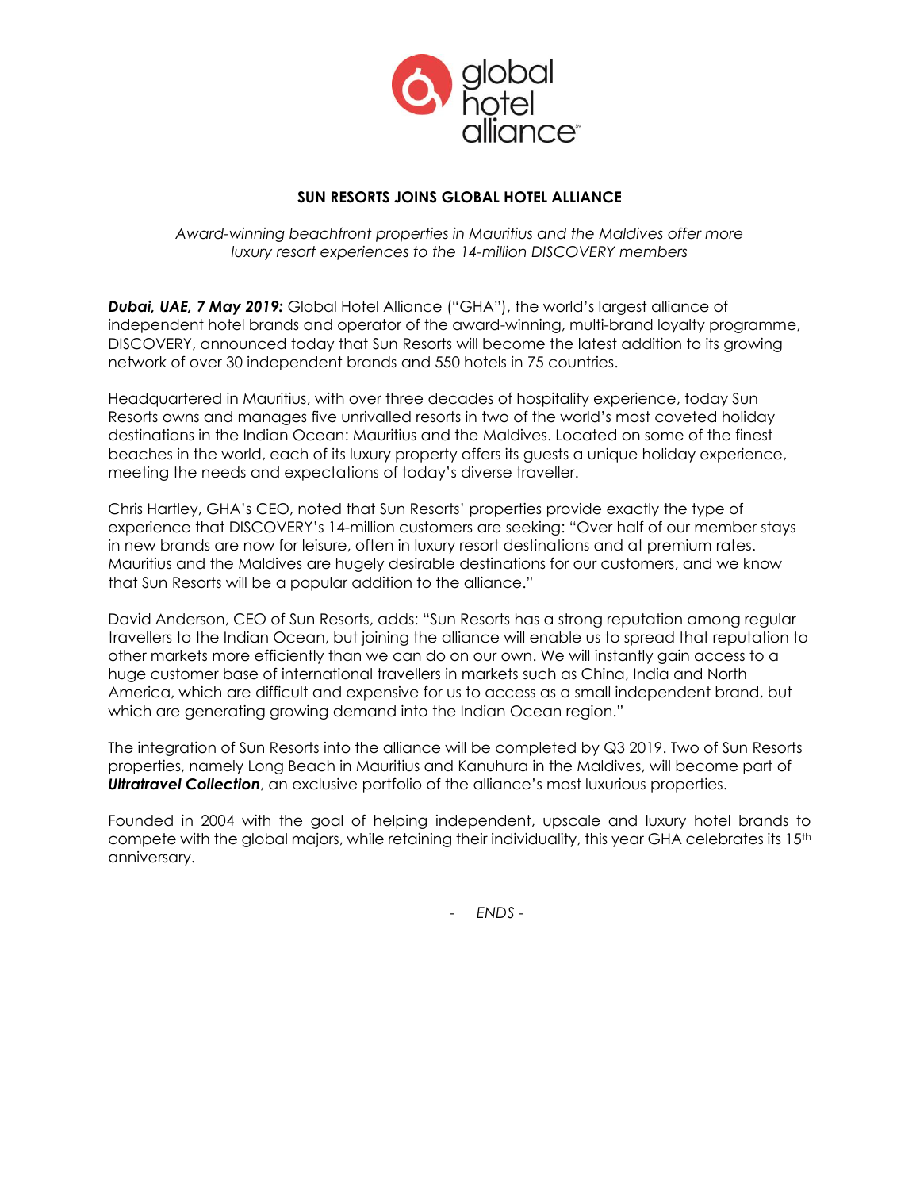global hotel alliance

# SUN RESORTS JOINS GLOBAL HOTEL ALLIANCE

*Award-winning beachfront properties in Mauritius and the Maldives offer more luxury resort experiences to the 14-million DISCOVERY members*

***Dubai, UAE, 7 May 2019:*** Global Hotel Alliance ("GHA"), the world's largest alliance of independent hotel brands and operator of the award-winning, multi-brand loyalty programme, DISCOVERY, announced today that Sun Resorts will become the latest addition to its growing network of over 30 independent brands and 550 hotels in 75 countries.

Headquartered in Mauritius, with over three decades of hospitality experience, today Sun Resorts owns and manages five unrivalled resorts in two of the world's most coveted holiday destinations in the Indian Ocean: Mauritius and the Maldives. Located on some of the finest beaches in the world, each of its luxury property offers its guests a unique holiday experience, meeting the needs and expectations of today's diverse traveller.

Chris Hartley, GHA's CEO, noted that Sun Resorts' properties provide exactly the type of experience that DISCOVERY's 14-million customers are seeking: "Over half of our member stays in new brands are now for leisure, often in luxury resort destinations and at premium rates. Mauritius and the Maldives are hugely desirable destinations for our customers, and we know that Sun Resorts will be a popular addition to the alliance."

David Anderson, CEO of Sun Resorts, adds: "Sun Resorts has a strong reputation among regular travellers to the Indian Ocean, but joining the alliance will enable us to spread that reputation to other markets more efficiently than we can do on our own. We will instantly gain access to a huge customer base of international travellers in markets such as China, India and North America, which are difficult and expensive for us to access as a small independent brand, but which are generating growing demand into the Indian Ocean region."

The integration of Sun Resorts into the alliance will be completed by Q3 2019. Two of Sun Resorts properties, namely Long Beach in Mauritius and Kanuhura in the Maldives, will become part of ***Ultratravel Collection***, an exclusive portfolio of the alliance's most luxurious properties.

Founded in 2004 with the goal of helping independent, upscale and luxury hotel brands to compete with the global majors, while retaining their individuality, this year GHA celebrates its 15th anniversary.

- *ENDS* -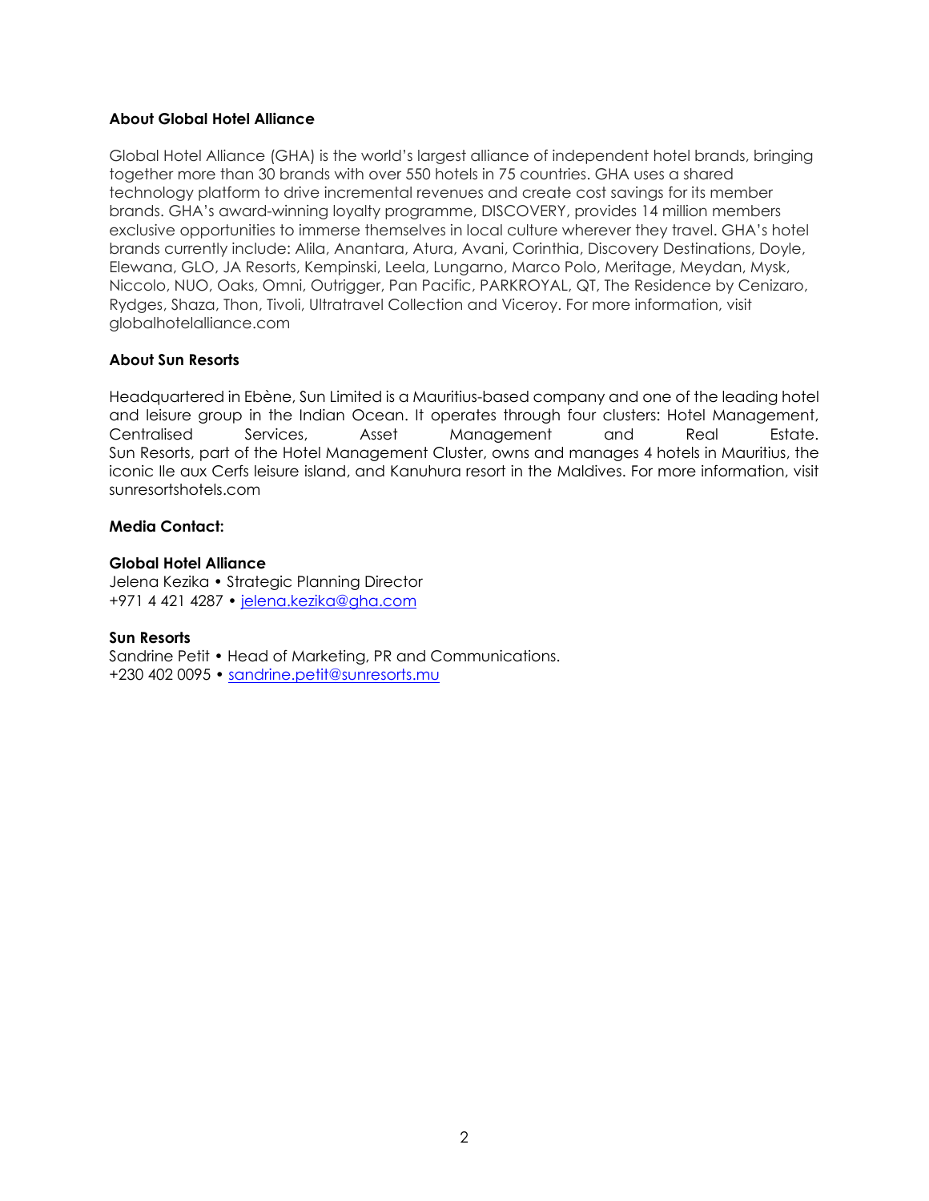**About Global Hotel Alliance**

Global Hotel Alliance (GHA) is the world's largest alliance of independent hotel brands, bringing together more than 30 brands with over 550 hotels in 75 countries. GHA uses a shared technology platform to drive incremental revenues and create cost savings for its member brands. GHA's award-winning loyalty programme, DISCOVERY, provides 14 million members exclusive opportunities to immerse themselves in local culture wherever they travel. GHA's hotel brands currently include: Alila, Anantara, Atura, Avani, Corinthia, Discovery Destinations, Doyle, Elewana, GLO, JA Resorts, Kempinski, Leela, Lungarno, Marco Polo, Meritage, Meydan, Mysk, Niccolo, NUO, Oaks, Omni, Outrigger, Pan Pacific, PARKROYAL, QT, The Residence by Cenizaro, Rydges, Shaza, Thon, Tivoli, Ultratravel Collection and Viceroy. For more information, visit globalhotelalliance.com

**About Sun Resorts**

Headquartered in Ebène, Sun Limited is a Mauritius-based company and one of the leading hotel and leisure group in the Indian Ocean. It operates through four clusters: Hotel Management, Centralised Services, Asset Management and Real Estate. Sun Resorts, part of the Hotel Management Cluster, owns and manages 4 hotels in Mauritius, the iconic Ile aux Cerfs leisure island, and Kanuhura resort in the Maldives. For more information, visit sunresortshotels.com

**Media Contact:**

**Global Hotel Alliance**
Jelena Kezika • Strategic Planning Director
+971 4 421 4287 • jelena.kezika@gha.com

**Sun Resorts**
Sandrine Petit • Head of Marketing, PR and Communications.
+230 402 0095 • sandrine.petit@sunresorts.mu